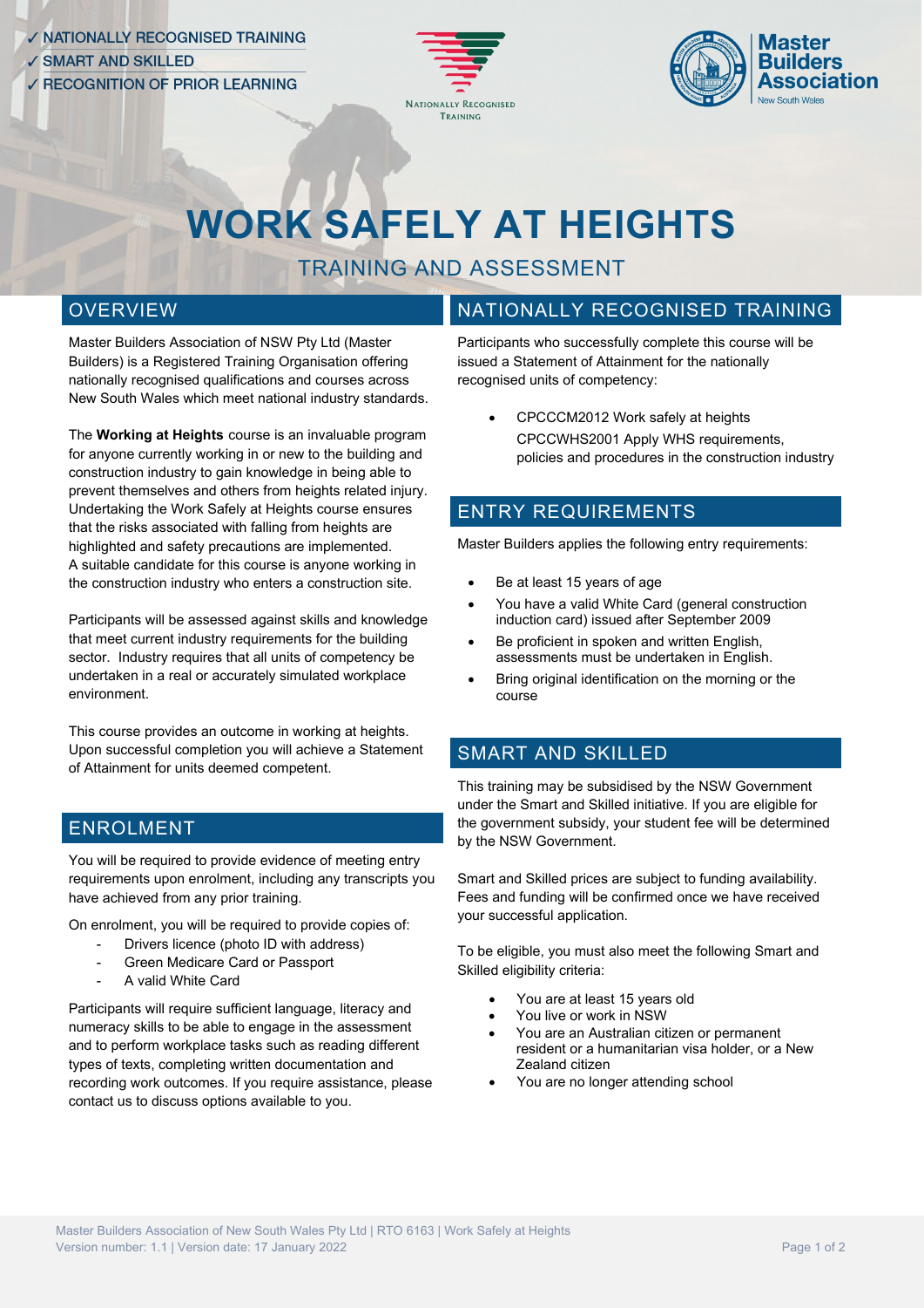✓ NATIONALLY RECOGNISED TRAINING
✓ SMART AND SKILLED
✓ RECOGNITION OF PRIOR LEARNING

# WORK SAFELY AT HEIGHTS

## TRAINING AND ASSESSMENT

## OVERVIEW

Master Builders Association of NSW Pty Ltd (Master Builders) is a Registered Training Organisation offering nationally recognised qualifications and courses across New South Wales which meet national industry standards.

The **Working at Heights** course is an invaluable program for anyone currently working in or new to the building and construction industry to gain knowledge in being able to prevent themselves and others from heights related injury. Undertaking the Work Safely at Heights course ensures that the risks associated with falling from heights are highlighted and safety precautions are implemented. A suitable candidate for this course is anyone working in the construction industry who enters a construction site.

Participants will be assessed against skills and knowledge that meet current industry requirements for the building sector. Industry requires that all units of competency be undertaken in a real or accurately simulated workplace environment.

This course provides an outcome in working at heights. Upon successful completion you will achieve a Statement of Attainment for units deemed competent.

## ENROLMENT

You will be required to provide evidence of meeting entry requirements upon enrolment, including any transcripts you have achieved from any prior training.

On enrolment, you will be required to provide copies of:

- Drivers licence (photo ID with address)
- Green Medicare Card or Passport
- A valid White Card

Participants will require sufficient language, literacy and numeracy skills to be able to engage in the assessment and to perform workplace tasks such as reading different types of texts, completing written documentation and recording work outcomes. If you require assistance, please contact us to discuss options available to you.

## NATIONALLY RECOGNISED TRAINING

Participants who successfully complete this course will be issued a Statement of Attainment for the nationally recognised units of competency:

- CPCCCM2012 Work safely at heights
  CPCCWHS2001 Apply WHS requirements, policies and procedures in the construction industry

## ENTRY REQUIREMENTS

Master Builders applies the following entry requirements:

- Be at least 15 years of age
- You have a valid White Card (general construction induction card) issued after September 2009
- Be proficient in spoken and written English, assessments must be undertaken in English.
- Bring original identification on the morning or the course

## SMART AND SKILLED

This training may be subsidised by the NSW Government under the Smart and Skilled initiative. If you are eligible for the government subsidy, your student fee will be determined by the NSW Government.

Smart and Skilled prices are subject to funding availability. Fees and funding will be confirmed once we have received your successful application.

To be eligible, you must also meet the following Smart and Skilled eligibility criteria:

- You are at least 15 years old
- You live or work in NSW
- You are an Australian citizen or permanent resident or a humanitarian visa holder, or a New Zealand citizen
- You are no longer attending school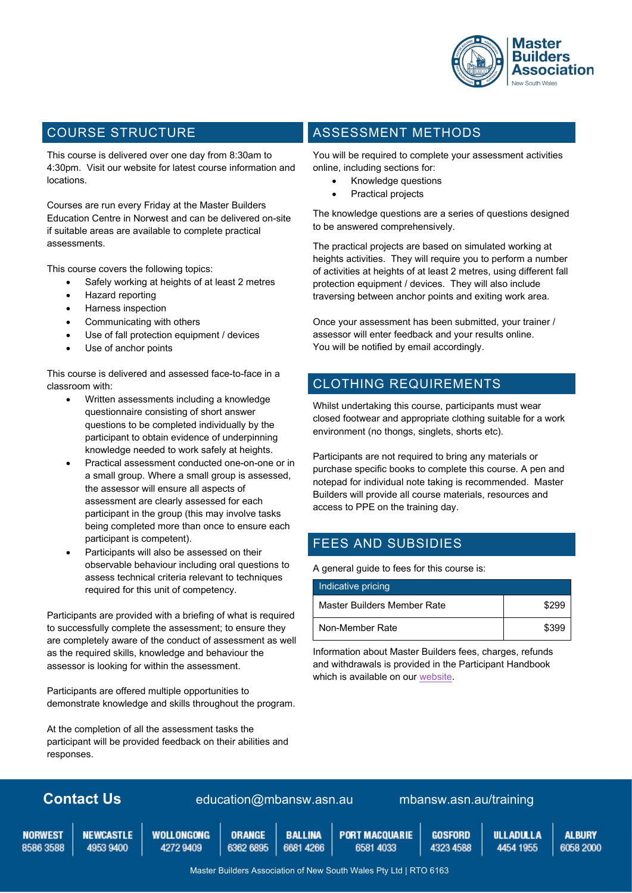## COURSE STRUCTURE

This course is delivered over one day from 8:30am to 4:30pm. Visit our website for latest course information and locations.

Courses are run every Friday at the Master Builders Education Centre in Norwest and can be delivered on-site if suitable areas are available to complete practical assessments.

This course covers the following topics:

- Safely working at heights of at least 2 metres
- Hazard reporting
- Harness inspection
- Communicating with others
- Use of fall protection equipment / devices
- Use of anchor points

This course is delivered and assessed face-to-face in a classroom with:

- Written assessments including a knowledge questionnaire consisting of short answer questions to be completed individually by the participant to obtain evidence of underpinning knowledge needed to work safely at heights.
- Practical assessment conducted one-on-one or in a small group. Where a small group is assessed, the assessor will ensure all aspects of assessment are clearly assessed for each participant in the group (this may involve tasks being completed more than once to ensure each participant is competent).
- Participants will also be assessed on their observable behaviour including oral questions to assess technical criteria relevant to techniques required for this unit of competency.

Participants are provided with a briefing of what is required to successfully complete the assessment; to ensure they are completely aware of the conduct of assessment as well as the required skills, knowledge and behaviour the assessor is looking for within the assessment.

Participants are offered multiple opportunities to demonstrate knowledge and skills throughout the program.

At the completion of all the assessment tasks the participant will be provided feedback on their abilities and responses.

## ASSESSMENT METHODS

You will be required to complete your assessment activities online, including sections for:

- Knowledge questions
- Practical projects

The knowledge questions are a series of questions designed to be answered comprehensively.

The practical projects are based on simulated working at heights activities. They will require you to perform a number of activities at heights of at least 2 metres, using different fall protection equipment / devices. They will also include traversing between anchor points and exiting work area.

Once your assessment has been submitted, your trainer / assessor will enter feedback and your results online.
You will be notified by email accordingly.

## CLOTHING REQUIREMENTS

Whilst undertaking this course, participants must wear closed footwear and appropriate clothing suitable for a work environment (no thongs, singlets, shorts etc).

Participants are not required to bring any materials or purchase specific books to complete this course. A pen and notepad for individual note taking is recommended. Master Builders will provide all course materials, resources and access to PPE on the training day.

## FEES AND SUBSIDIES

A general guide to fees for this course is:

| Indicative pricing | |
|---|---|
| Master Builders Member Rate | $299 |
| Non-Member Rate | $399 |

Information about Master Builders fees, charges, refunds and withdrawals is provided in the Participant Handbook which is available on our website.

**Contact Us** education@mbansw.asn.au mbansw.asn.au/training

NORWEST 8586 3588 | NEWCASTLE 4953 9400 | WOLLONGONG 4272 9409 | ORANGE 6362 6895 | BALLINA 6681 4266 | PORT MACQUARIE 6581 4033 | GOSFORD 4323 4588 | ULLADULLA 4454 1955 | ALBURY 6058 2000

Master Builders Association of New South Wales Pty Ltd | RTO 6163